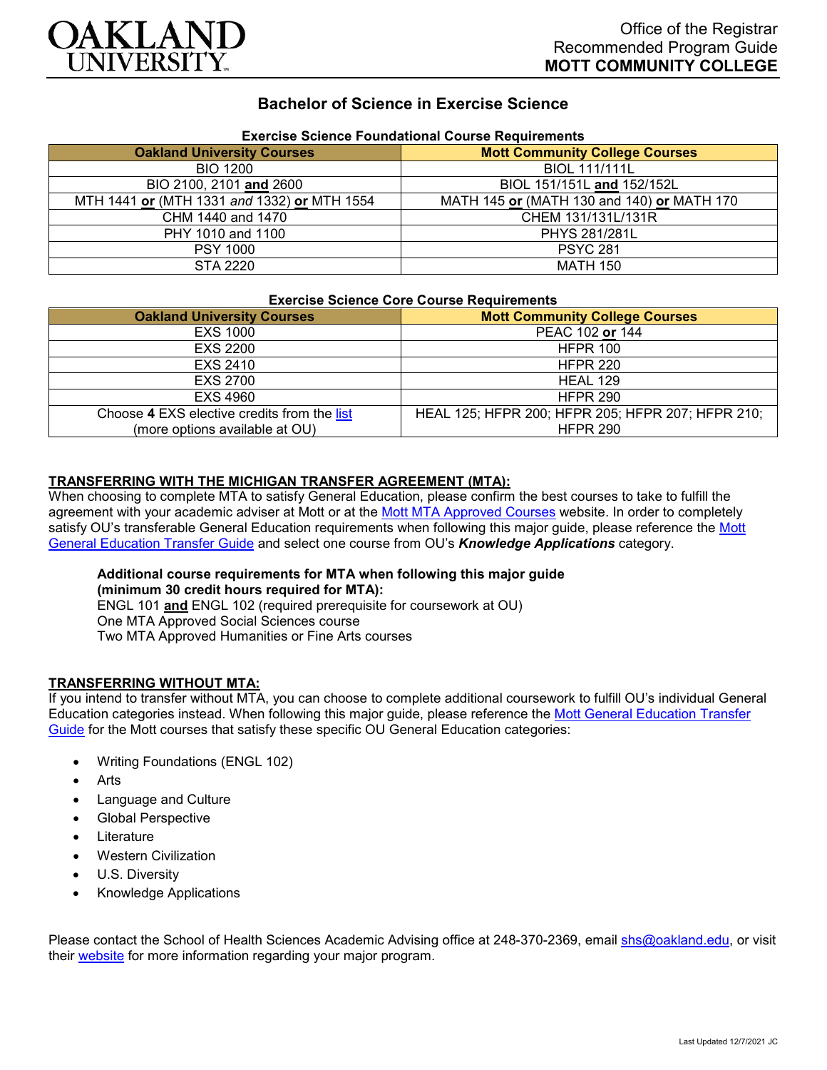# Bachelor of Science in Exercise Science

Office of the Registrar
Recommended Program Guide
**MOTT COMMUNITY COLLEGE**

### Exercise Science Foundational Course Requirements

| Oakland University Courses | Mott Community College Courses |
|---|---|
| BIO 1200 | BIOL 111/111L |
| BIO 2100, 2101 **and** 2600 | BIOL 151/151L **and** 152/152L |
| MTH 1441 **or** (MTH 1331 *and* 1332) **or** MTH 1554 | MATH 145 **or** (MATH 130 and 140) **or** MATH 170 |
| CHM 1440 and 1470 | CHEM 131/131L/131R |
| PHY 1010 and 1100 | PHYS 281/281L |
| PSY 1000 | PSYC 281 |
| STA 2220 | MATH 150 |

### Exercise Science Core Course Requirements

| Oakland University Courses | Mott Community College Courses |
|---|---|
| EXS 1000 | PEAC 102 **or** 144 |
| EXS 2200 | HFPR 100 |
| EXS 2410 | HFPR 220 |
| EXS 2700 | HEAL 129 |
| EXS 4960 | HFPR 290 |
| Choose **4** EXS elective credits from the list (more options available at OU) | HEAL 125; HFPR 200; HFPR 205; HFPR 207; HFPR 210; HFPR 290 |

**TRANSFERRING WITH THE MICHIGAN TRANSFER AGREEMENT (MTA):**

When choosing to complete MTA to satisfy General Education, please confirm the best courses to take to fulfill the agreement with your academic adviser at Mott or at the Mott MTA Approved Courses website. In order to completely satisfy OU's transferable General Education requirements when following this major guide, please reference the Mott General Education Transfer Guide and select one course from OU's ***Knowledge Applications*** category.

**Additional course requirements for MTA when following this major guide (minimum 30 credit hours required for MTA):**
ENGL 101 **and** ENGL 102 (required prerequisite for coursework at OU)
One MTA Approved Social Sciences course
Two MTA Approved Humanities or Fine Arts courses

**TRANSFERRING WITHOUT MTA:**

If you intend to transfer without MTA, you can choose to complete additional coursework to fulfill OU's individual General Education categories instead. When following this major guide, please reference the Mott General Education Transfer Guide for the Mott courses that satisfy these specific OU General Education categories:

- Writing Foundations (ENGL 102)
- Arts
- Language and Culture
- Global Perspective
- Literature
- Western Civilization
- U.S. Diversity
- Knowledge Applications

Please contact the School of Health Sciences Academic Advising office at 248-370-2369, email shs@oakland.edu, or visit their website for more information regarding your major program.

Last Updated 12/7/2021 JC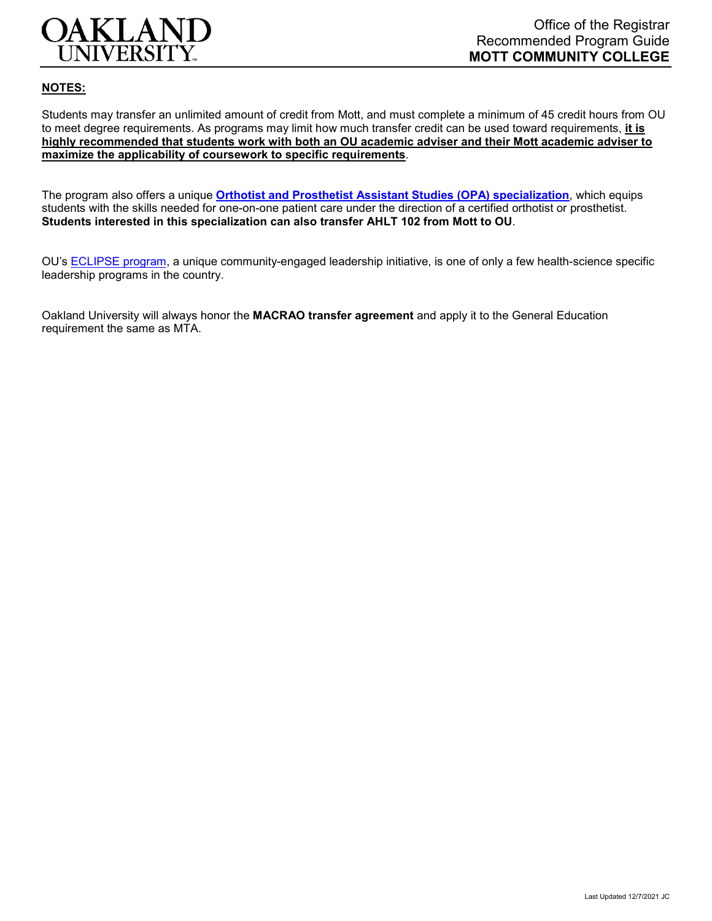**NOTES:**

Students may transfer an unlimited amount of credit from Mott, and must complete a minimum of 45 credit hours from OU to meet degree requirements. As programs may limit how much transfer credit can be used toward requirements, **it is highly recommended that students work with both an OU academic adviser and their Mott academic adviser to maximize the applicability of coursework to specific requirements**.

The program also offers a unique **Orthotist and Prosthetist Assistant Studies (OPA) specialization**, which equips students with the skills needed for one-on-one patient care under the direction of a certified orthotist or prosthetist. **Students interested in this specialization can also transfer AHLT 102 from Mott to OU**.

OU's ECLIPSE program, a unique community-engaged leadership initiative, is one of only a few health-science specific leadership programs in the country.

Oakland University will always honor the **MACRAO transfer agreement** and apply it to the General Education requirement the same as MTA.